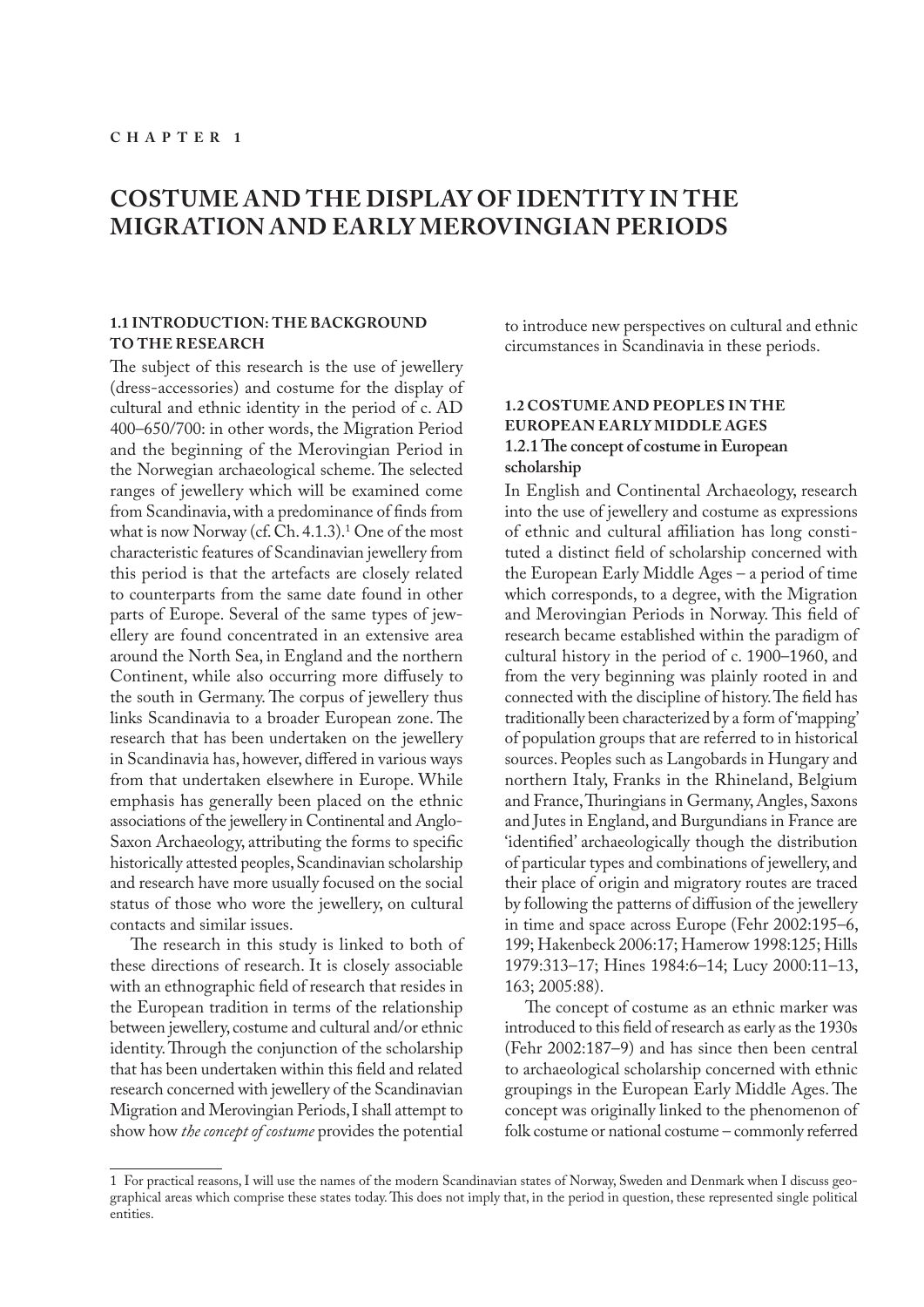CHAPTER 1

# COSTUME AND THE DISPLAY OF IDENTITY IN THE MIGRATION AND EARLY MEROVINGIAN PERIODS

## 1.1 INTRODUCTION: THE BACKGROUND TO THE RESEARCH

The subject of this research is the use of jewellery (dress-accessories) and costume for the display of cultural and ethnic identity in the period of c. AD 400–650/700: in other words, the Migration Period and the beginning of the Merovingian Period in the Norwegian archaeological scheme. The selected ranges of jewellery which will be examined come from Scandinavia, with a predominance of finds from what is now Norway (cf. Ch. 4.1.3).[1] One of the most characteristic features of Scandinavian jewellery from this period is that the artefacts are closely related to counterparts from the same date found in other parts of Europe. Several of the same types of jewellery are found concentrated in an extensive area around the North Sea, in England and the northern Continent, while also occurring more diffusely to the south in Germany. The corpus of jewellery thus links Scandinavia to a broader European zone. The research that has been undertaken on the jewellery in Scandinavia has, however, differed in various ways from that undertaken elsewhere in Europe. While emphasis has generally been placed on the ethnic associations of the jewellery in Continental and Anglo-Saxon Archaeology, attributing the forms to specific historically attested peoples, Scandinavian scholarship and research have more usually focused on the social status of those who wore the jewellery, on cultural contacts and similar issues.

The research in this study is linked to both of these directions of research. It is closely associable with an ethnographic field of research that resides in the European tradition in terms of the relationship between jewellery, costume and cultural and/or ethnic identity. Through the conjunction of the scholarship that has been undertaken within this field and related research concerned with jewellery of the Scandinavian Migration and Merovingian Periods, I shall attempt to show how *the concept of costume* provides the potential to introduce new perspectives on cultural and ethnic circumstances in Scandinavia in these periods.

## 1.2 COSTUME AND PEOPLES IN THE EUROPEAN EARLY MIDDLE AGES

### 1.2.1 The concept of costume in European scholarship

In English and Continental Archaeology, research into the use of jewellery and costume as expressions of ethnic and cultural affiliation has long constituted a distinct field of scholarship concerned with the European Early Middle Ages – a period of time which corresponds, to a degree, with the Migration and Merovingian Periods in Norway. This field of research became established within the paradigm of cultural history in the period of c. 1900–1960, and from the very beginning was plainly rooted in and connected with the discipline of history. The field has traditionally been characterized by a form of 'mapping' of population groups that are referred to in historical sources. Peoples such as Langobards in Hungary and northern Italy, Franks in the Rhineland, Belgium and France, Thuringians in Germany, Angles, Saxons and Jutes in England, and Burgundians in France are 'identified' archaeologically though the distribution of particular types and combinations of jewellery, and their place of origin and migratory routes are traced by following the patterns of diffusion of the jewellery in time and space across Europe (Fehr 2002:195–6, 199; Hakenbeck 2006:17; Hamerow 1998:125; Hills 1979:313–17; Hines 1984:6–14; Lucy 2000:11–13, 163; 2005:88).

The concept of costume as an ethnic marker was introduced to this field of research as early as the 1930s (Fehr 2002:187–9) and has since then been central to archaeological scholarship concerned with ethnic groupings in the European Early Middle Ages. The concept was originally linked to the phenomenon of folk costume or national costume – commonly referred

---

1 For practical reasons, I will use the names of the modern Scandinavian states of Norway, Sweden and Denmark when I discuss geographical areas which comprise these states today. This does not imply that, in the period in question, these represented single political entities.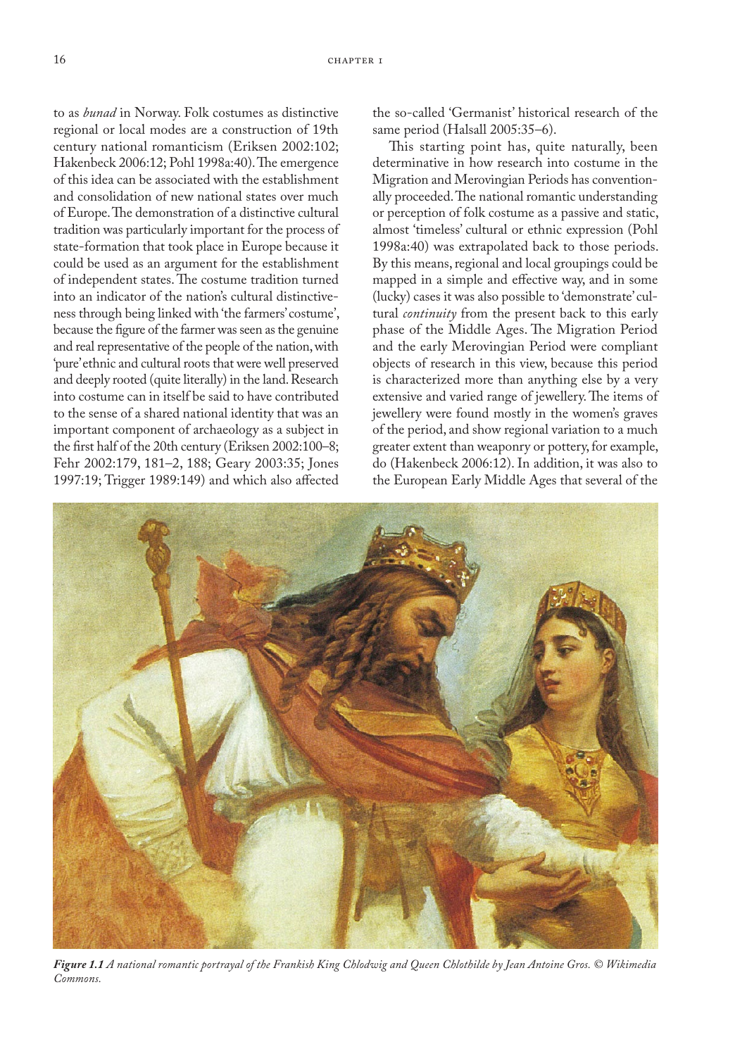to as *bunad* in Norway. Folk costumes as distinctive regional or local modes are a construction of 19th century national romanticism (Eriksen 2002:102; Hakenbeck 2006:12; Pohl 1998a:40). The emergence of this idea can be associated with the establishment and consolidation of new national states over much of Europe. The demonstration of a distinctive cultural tradition was particularly important for the process of state-formation that took place in Europe because it could be used as an argument for the establishment of independent states. The costume tradition turned into an indicator of the nation's cultural distinctiveness through being linked with 'the farmers' costume', because the figure of the farmer was seen as the genuine and real representative of the people of the nation, with 'pure' ethnic and cultural roots that were well preserved and deeply rooted (quite literally) in the land. Research into costume can in itself be said to have contributed to the sense of a shared national identity that was an important component of archaeology as a subject in the first half of the 20th century (Eriksen 2002:100–8; Fehr 2002:179, 181–2, 188; Geary 2003:35; Jones 1997:19; Trigger 1989:149) and which also affected the so-called 'Germanist' historical research of the same period (Halsall 2005:35–6).

This starting point has, quite naturally, been determinative in how research into costume in the Migration and Merovingian Periods has conventionally proceeded. The national romantic understanding or perception of folk costume as a passive and static, almost 'timeless' cultural or ethnic expression (Pohl 1998a:40) was extrapolated back to those periods. By this means, regional and local groupings could be mapped in a simple and effective way, and in some (lucky) cases it was also possible to 'demonstrate' cultural *continuity* from the present back to this early phase of the Middle Ages. The Migration Period and the early Merovingian Period were compliant objects of research in this view, because this period is characterized more than anything else by a very extensive and varied range of jewellery. The items of jewellery were found mostly in the women's graves of the period, and show regional variation to a much greater extent than weaponry or pottery, for example, do (Hakenbeck 2006:12). In addition, it was also to the European Early Middle Ages that several of the

***Figure 1.1*** *A national romantic portrayal of the Frankish King Chlodwig and Queen Chlothilde by Jean Antoine Gros. © Wikimedia Commons.*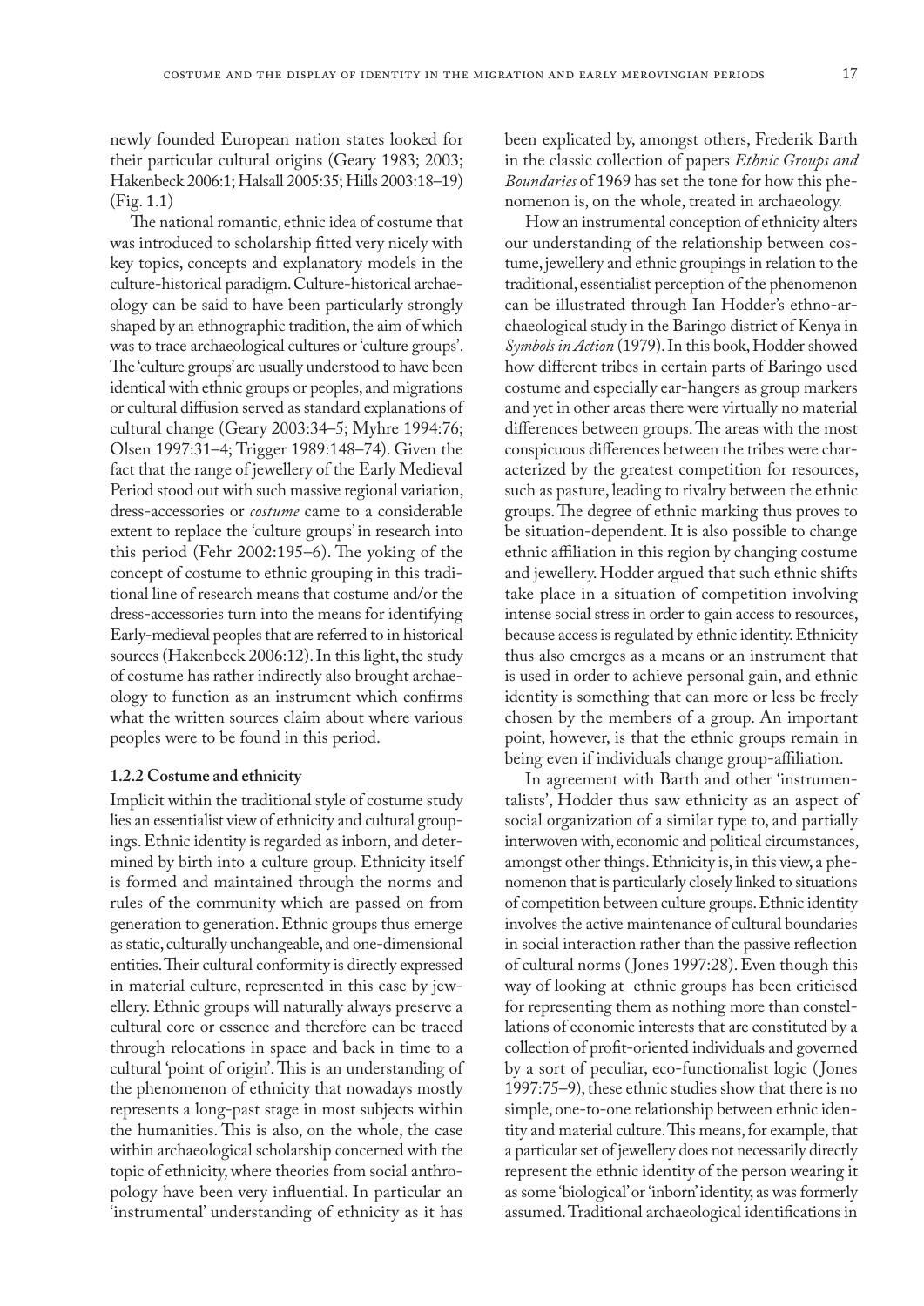newly founded European nation states looked for their particular cultural origins (Geary 1983; 2003; Hakenbeck 2006:1; Halsall 2005:35; Hills 2003:18–19) (Fig. 1.1)

The national romantic, ethnic idea of costume that was introduced to scholarship fitted very nicely with key topics, concepts and explanatory models in the culture-historical paradigm. Culture-historical archaeology can be said to have been particularly strongly shaped by an ethnographic tradition, the aim of which was to trace archaeological cultures or 'culture groups'. The 'culture groups' are usually understood to have been identical with ethnic groups or peoples, and migrations or cultural diffusion served as standard explanations of cultural change (Geary 2003:34–5; Myhre 1994:76; Olsen 1997:31–4; Trigger 1989:148–74). Given the fact that the range of jewellery of the Early Medieval Period stood out with such massive regional variation, dress-accessories or *costume* came to a considerable extent to replace the 'culture groups' in research into this period (Fehr 2002:195–6). The yoking of the concept of costume to ethnic grouping in this traditional line of research means that costume and/or the dress-accessories turn into the means for identifying Early-medieval peoples that are referred to in historical sources (Hakenbeck 2006:12). In this light, the study of costume has rather indirectly also brought archaeology to function as an instrument which confirms what the written sources claim about where various peoples were to be found in this period.

### 1.2.2 Costume and ethnicity

Implicit within the traditional style of costume study lies an essentialist view of ethnicity and cultural groupings. Ethnic identity is regarded as inborn, and determined by birth into a culture group. Ethnicity itself is formed and maintained through the norms and rules of the community which are passed on from generation to generation. Ethnic groups thus emerge as static, culturally unchangeable, and one-dimensional entities. Their cultural conformity is directly expressed in material culture, represented in this case by jewellery. Ethnic groups will naturally always preserve a cultural core or essence and therefore can be traced through relocations in space and back in time to a cultural 'point of origin'. This is an understanding of the phenomenon of ethnicity that nowadays mostly represents a long-past stage in most subjects within the humanities. This is also, on the whole, the case within archaeological scholarship concerned with the topic of ethnicity, where theories from social anthropology have been very influential. In particular an 'instrumental' understanding of ethnicity as it has been explicated by, amongst others, Frederik Barth in the classic collection of papers *Ethnic Groups and Boundaries* of 1969 has set the tone for how this phenomenon is, on the whole, treated in archaeology.

How an instrumental conception of ethnicity alters our understanding of the relationship between costume, jewellery and ethnic groupings in relation to the traditional, essentialist perception of the phenomenon can be illustrated through Ian Hodder's ethno-archaeological study in the Baringo district of Kenya in *Symbols in Action* (1979). In this book, Hodder showed how different tribes in certain parts of Baringo used costume and especially ear-hangers as group markers and yet in other areas there were virtually no material differences between groups. The areas with the most conspicuous differences between the tribes were characterized by the greatest competition for resources, such as pasture, leading to rivalry between the ethnic groups. The degree of ethnic marking thus proves to be situation-dependent. It is also possible to change ethnic affiliation in this region by changing costume and jewellery. Hodder argued that such ethnic shifts take place in a situation of competition involving intense social stress in order to gain access to resources, because access is regulated by ethnic identity. Ethnicity thus also emerges as a means or an instrument that is used in order to achieve personal gain, and ethnic identity is something that can more or less be freely chosen by the members of a group. An important point, however, is that the ethnic groups remain in being even if individuals change group-affiliation.

In agreement with Barth and other 'instrumentalists', Hodder thus saw ethnicity as an aspect of social organization of a similar type to, and partially interwoven with, economic and political circumstances, amongst other things. Ethnicity is, in this view, a phenomenon that is particularly closely linked to situations of competition between culture groups. Ethnic identity involves the active maintenance of cultural boundaries in social interaction rather than the passive reflection of cultural norms (Jones 1997:28). Even though this way of looking at ethnic groups has been criticised for representing them as nothing more than constellations of economic interests that are constituted by a collection of profit-oriented individuals and governed by a sort of peculiar, eco-functionalist logic (Jones 1997:75–9), these ethnic studies show that there is no simple, one-to-one relationship between ethnic identity and material culture. This means, for example, that a particular set of jewellery does not necessarily directly represent the ethnic identity of the person wearing it as some 'biological' or 'inborn' identity, as was formerly assumed. Traditional archaeological identifications in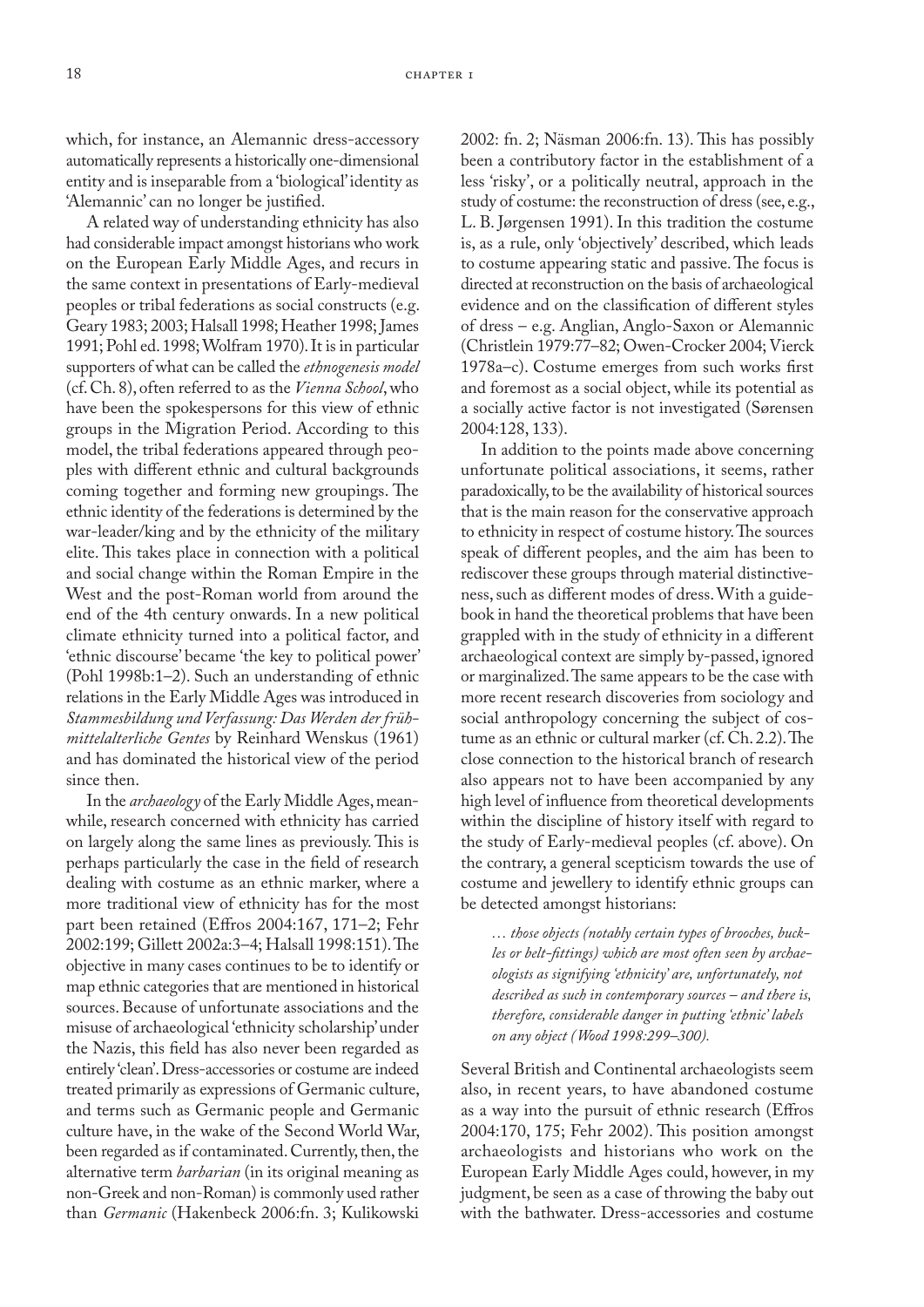which, for instance, an Alemannic dress-accessory automatically represents a historically one-dimensional entity and is inseparable from a 'biological' identity as 'Alemannic' can no longer be justified.

A related way of understanding ethnicity has also had considerable impact amongst historians who work on the European Early Middle Ages, and recurs in the same context in presentations of Early-medieval peoples or tribal federations as social constructs (e.g. Geary 1983; 2003; Halsall 1998; Heather 1998; James 1991; Pohl ed. 1998; Wolfram 1970). It is in particular supporters of what can be called the *ethnogenesis model* (cf. Ch. 8), often referred to as the *Vienna School*, who have been the spokespersons for this view of ethnic groups in the Migration Period. According to this model, the tribal federations appeared through peoples with different ethnic and cultural backgrounds coming together and forming new groupings. The ethnic identity of the federations is determined by the war-leader/king and by the ethnicity of the military elite. This takes place in connection with a political and social change within the Roman Empire in the West and the post-Roman world from around the end of the 4th century onwards. In a new political climate ethnicity turned into a political factor, and 'ethnic discourse' became 'the key to political power' (Pohl 1998b:1–2). Such an understanding of ethnic relations in the Early Middle Ages was introduced in *Stammesbildung und Verfassung: Das Werden der frühmittelalterliche Gentes* by Reinhard Wenskus (1961) and has dominated the historical view of the period since then.

In the *archaeology* of the Early Middle Ages, meanwhile, research concerned with ethnicity has carried on largely along the same lines as previously. This is perhaps particularly the case in the field of research dealing with costume as an ethnic marker, where a more traditional view of ethnicity has for the most part been retained (Effros 2004:167, 171–2; Fehr 2002:199; Gillett 2002a:3–4; Halsall 1998:151). The objective in many cases continues to be to identify or map ethnic categories that are mentioned in historical sources. Because of unfortunate associations and the misuse of archaeological 'ethnicity scholarship' under the Nazis, this field has also never been regarded as entirely 'clean'. Dress-accessories or costume are indeed treated primarily as expressions of Germanic culture, and terms such as Germanic people and Germanic culture have, in the wake of the Second World War, been regarded as if contaminated. Currently, then, the alternative term *barbarian* (in its original meaning as non-Greek and non-Roman) is commonly used rather than *Germanic* (Hakenbeck 2006:fn. 3; Kulikowski 2002: fn. 2; Näsman 2006:fn. 13). This has possibly been a contributory factor in the establishment of a less 'risky', or a politically neutral, approach in the study of costume: the reconstruction of dress (see, e.g., L. B. Jørgensen 1991). In this tradition the costume is, as a rule, only 'objectively' described, which leads to costume appearing static and passive. The focus is directed at reconstruction on the basis of archaeological evidence and on the classification of different styles of dress – e.g. Anglian, Anglo-Saxon or Alemannic (Christlein 1979:77–82; Owen-Crocker 2004; Vierck 1978a–c). Costume emerges from such works first and foremost as a social object, while its potential as a socially active factor is not investigated (Sørensen 2004:128, 133).

In addition to the points made above concerning unfortunate political associations, it seems, rather paradoxically, to be the availability of historical sources that is the main reason for the conservative approach to ethnicity in respect of costume history. The sources speak of different peoples, and the aim has been to rediscover these groups through material distinctiveness, such as different modes of dress. With a guidebook in hand the theoretical problems that have been grappled with in the study of ethnicity in a different archaeological context are simply by-passed, ignored or marginalized. The same appears to be the case with more recent research discoveries from sociology and social anthropology concerning the subject of costume as an ethnic or cultural marker (cf. Ch. 2.2). The close connection to the historical branch of research also appears not to have been accompanied by any high level of influence from theoretical developments within the discipline of history itself with regard to the study of Early-medieval peoples (cf. above). On the contrary, a general scepticism towards the use of costume and jewellery to identify ethnic groups can be detected amongst historians:

> *… those objects (notably certain types of brooches, buckles or belt-fittings) which are most often seen by archaeologists as signifying 'ethnicity' are, unfortunately, not described as such in contemporary sources – and there is, therefore, considerable danger in putting 'ethnic' labels on any object (Wood 1998:299–300).*

Several British and Continental archaeologists seem also, in recent years, to have abandoned costume as a way into the pursuit of ethnic research (Effros 2004:170, 175; Fehr 2002). This position amongst archaeologists and historians who work on the European Early Middle Ages could, however, in my judgment, be seen as a case of throwing the baby out with the bathwater. Dress-accessories and costume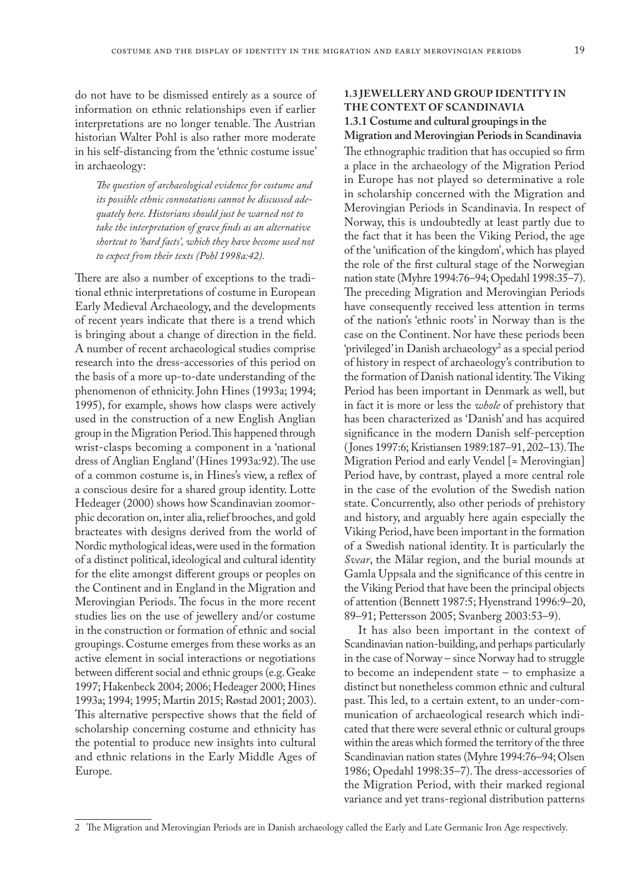do not have to be dismissed entirely as a source of information on ethnic relationships even if earlier interpretations are no longer tenable. The Austrian historian Walter Pohl is also rather more moderate in his self-distancing from the 'ethnic costume issue' in archaeology:

> *The question of archaeological evidence for costume and its possible ethnic connotations cannot be discussed adequately here. Historians should just be warned not to take the interpretation of grave finds as an alternative shortcut to 'hard facts', which they have become used not to expect from their texts (Pohl 1998a:42).*

There are also a number of exceptions to the traditional ethnic interpretations of costume in European Early Medieval Archaeology, and the developments of recent years indicate that there is a trend which is bringing about a change of direction in the field. A number of recent archaeological studies comprise research into the dress-accessories of this period on the basis of a more up-to-date understanding of the phenomenon of ethnicity. John Hines (1993a; 1994; 1995), for example, shows how clasps were actively used in the construction of a new English Anglian group in the Migration Period. This happened through wrist-clasps becoming a component in a 'national dress of Anglian England' (Hines 1993a:92). The use of a common costume is, in Hines's view, a reflex of a conscious desire for a shared group identity. Lotte Hedeager (2000) shows how Scandinavian zoomorphic decoration on, inter alia, relief brooches, and gold bracteates with designs derived from the world of Nordic mythological ideas, were used in the formation of a distinct political, ideological and cultural identity for the elite amongst different groups or peoples on the Continent and in England in the Migration and Merovingian Periods. The focus in the more recent studies lies on the use of jewellery and/or costume in the construction or formation of ethnic and social groupings. Costume emerges from these works as an active element in social interactions or negotiations between different social and ethnic groups (e.g. Geake 1997; Hakenbeck 2004; 2006; Hedeager 2000; Hines 1993a; 1994; 1995; Martin 2015; Røstad 2001; 2003). This alternative perspective shows that the field of scholarship concerning costume and ethnicity has the potential to produce new insights into cultural and ethnic relations in the Early Middle Ages of Europe.

## 1.3 JEWELLERY AND GROUP IDENTITY IN THE CONTEXT OF SCANDINAVIA

### 1.3.1 Costume and cultural groupings in the Migration and Merovingian Periods in Scandinavia

The ethnographic tradition that has occupied so firm a place in the archaeology of the Migration Period in Europe has not played so determinative a role in scholarship concerned with the Migration and Merovingian Periods in Scandinavia. In respect of Norway, this is undoubtedly at least partly due to the fact that it has been the Viking Period, the age of the 'unification of the kingdom', which has played the role of the first cultural stage of the Norwegian nation state (Myhre 1994:76–94; Opedahl 1998:35–7). The preceding Migration and Merovingian Periods have consequently received less attention in terms of the nation's 'ethnic roots' in Norway than is the case on the Continent. Nor have these periods been 'privileged' in Danish archaeology[2] as a special period of history in respect of archaeology's contribution to the formation of Danish national identity. The Viking Period has been important in Denmark as well, but in fact it is more or less the *whole* of prehistory that has been characterized as 'Danish' and has acquired significance in the modern Danish self-perception (Jones 1997:6; Kristiansen 1989:187–91, 202–13). The Migration Period and early Vendel [= Merovingian] Period have, by contrast, played a more central role in the case of the evolution of the Swedish nation state. Concurrently, also other periods of prehistory and history, and arguably here again especially the Viking Period, have been important in the formation of a Swedish national identity. It is particularly the *Svear*, the Mälar region, and the burial mounds at Gamla Uppsala and the significance of this centre in the Viking Period that have been the principal objects of attention (Bennett 1987:5; Hyenstrand 1996:9–20, 89–91; Pettersson 2005; Svanberg 2003:53–9).

It has also been important in the context of Scandinavian nation-building, and perhaps particularly in the case of Norway – since Norway had to struggle to become an independent state – to emphasize a distinct but nonetheless common ethnic and cultural past. This led, to a certain extent, to an under-communication of archaeological research which indicated that there were several ethnic or cultural groups within the areas which formed the territory of the three Scandinavian nation states (Myhre 1994:76–94; Olsen 1986; Opedahl 1998:35–7). The dress-accessories of the Migration Period, with their marked regional variance and yet trans-regional distribution patterns

2 The Migration and Merovingian Periods are in Danish archaeology called the Early and Late Germanic Iron Age respectively.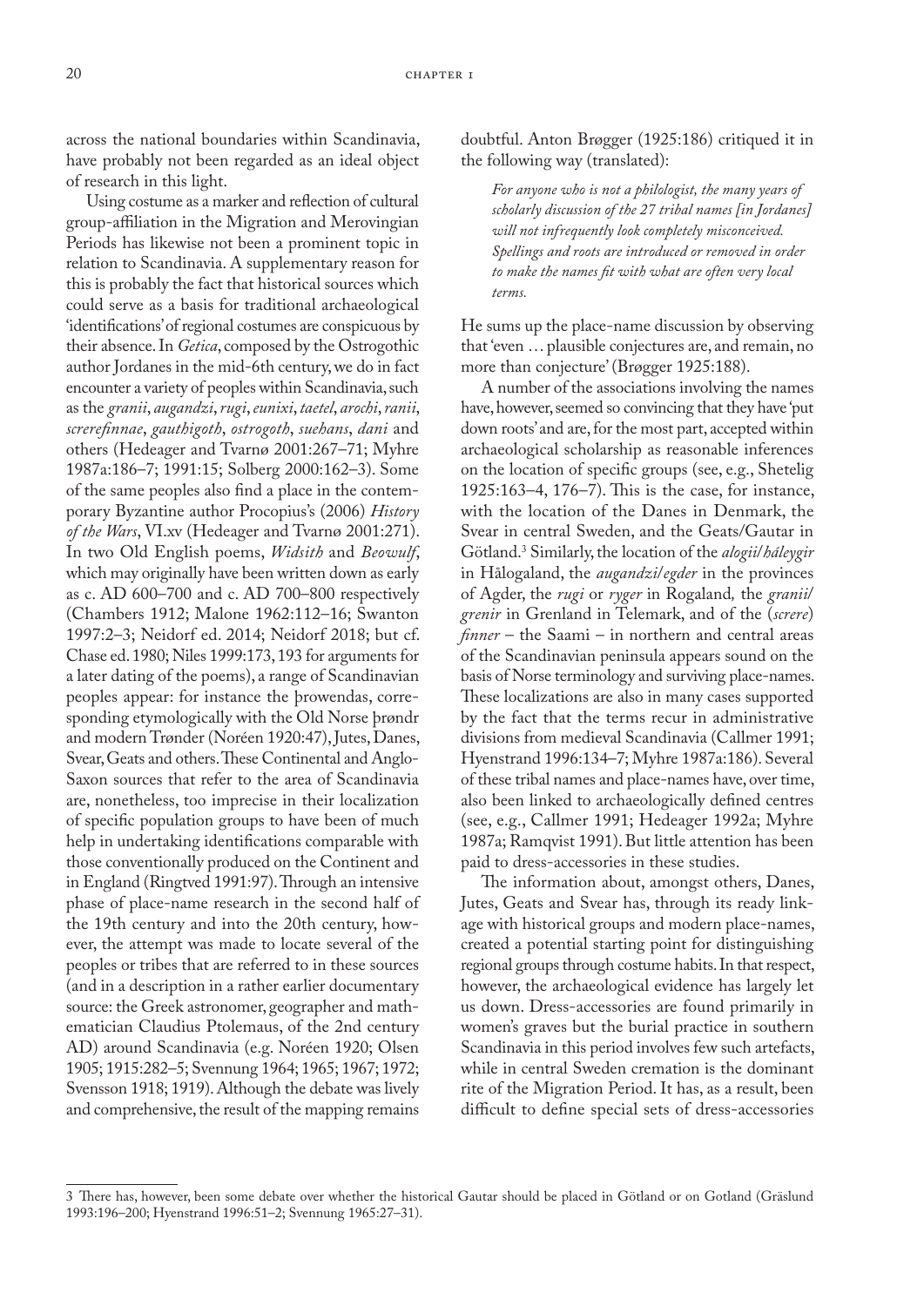across the national boundaries within Scandinavia, have probably not been regarded as an ideal object of research in this light.

Using costume as a marker and reflection of cultural group-affiliation in the Migration and Merovingian Periods has likewise not been a prominent topic in relation to Scandinavia. A supplementary reason for this is probably the fact that historical sources which could serve as a basis for traditional archaeological 'identifications' of regional costumes are conspicuous by their absence. In *Getica*, composed by the Ostrogothic author Jordanes in the mid-6th century, we do in fact encounter a variety of peoples within Scandinavia, such as the *granii*, *augandzi*, *rugi*, *eunixi*, *taetel*, *arochi*, *ranii*, *screrefinnae*, *gauthigoth*, *ostrogoth*, *suehans*, *dani* and others (Hedeager and Tvarnø 2001:267–71; Myhre 1987a:186–7; 1991:15; Solberg 2000:162–3). Some of the same peoples also find a place in the contemporary Byzantine author Procopius's (2006) *History of the Wars*, VI.xv (Hedeager and Tvarnø 2001:271). In two Old English poems, *Widsith* and *Beowulf*, which may originally have been written down as early as c. AD 600–700 and c. AD 700–800 respectively (Chambers 1912; Malone 1962:112–16; Swanton 1997:2–3; Neidorf ed. 2014; Neidorf 2018; but cf. Chase ed. 1980; Niles 1999:173, 193 for arguments for a later dating of the poems), a range of Scandinavian peoples appear: for instance the þrowendas, corresponding etymologically with the Old Norse þrøndr and modern Trønder (Noréen 1920:47), Jutes, Danes, Svear, Geats and others. These Continental and Anglo-Saxon sources that refer to the area of Scandinavia are, nonetheless, too imprecise in their localization of specific population groups to have been of much help in undertaking identifications comparable with those conventionally produced on the Continent and in England (Ringtved 1991:97). Through an intensive phase of place-name research in the second half of the 19th century and into the 20th century, however, the attempt was made to locate several of the peoples or tribes that are referred to in these sources (and in a description in a rather earlier documentary source: the Greek astronomer, geographer and mathematician Claudius Ptolemaus, of the 2nd century AD) around Scandinavia (e.g. Noréen 1920; Olsen 1905; 1915:282–5; Svennung 1964; 1965; 1967; 1972; Svensson 1918; 1919). Although the debate was lively and comprehensive, the result of the mapping remains doubtful. Anton Brøgger (1925:186) critiqued it in the following way (translated):

> *For anyone who is not a philologist, the many years of scholarly discussion of the 27 tribal names [in Jordanes] will not infrequently look completely misconceived. Spellings and roots are introduced or removed in order to make the names fit with what are often very local terms.*

He sums up the place-name discussion by observing that 'even … plausible conjectures are, and remain, no more than conjecture' (Brøgger 1925:188).

A number of the associations involving the names have, however, seemed so convincing that they have 'put down roots' and are, for the most part, accepted within archaeological scholarship as reasonable inferences on the location of specific groups (see, e.g., Shetelig 1925:163–4, 176–7). This is the case, for instance, with the location of the Danes in Denmark, the Svear in central Sweden, and the Geats/Gautar in Götland.[3] Similarly, the location of the *alogii/háleygir* in Hålogaland, the *augandzi/egder* in the provinces of Agder, the *rugi* or *ryger* in Rogaland, the *granii/grenir* in Grenland in Telemark, and of the (*screre*) *finner* – the Saami – in northern and central areas of the Scandinavian peninsula appears sound on the basis of Norse terminology and surviving place-names. These localizations are also in many cases supported by the fact that the terms recur in administrative divisions from medieval Scandinavia (Callmer 1991; Hyenstrand 1996:134–7; Myhre 1987a:186). Several of these tribal names and place-names have, over time, also been linked to archaeologically defined centres (see, e.g., Callmer 1991; Hedeager 1992a; Myhre 1987a; Ramqvist 1991). But little attention has been paid to dress-accessories in these studies.

The information about, amongst others, Danes, Jutes, Geats and Svear has, through its ready linkage with historical groups and modern place-names, created a potential starting point for distinguishing regional groups through costume habits. In that respect, however, the archaeological evidence has largely let us down. Dress-accessories are found primarily in women's graves but the burial practice in southern Scandinavia in this period involves few such artefacts, while in central Sweden cremation is the dominant rite of the Migration Period. It has, as a result, been difficult to define special sets of dress-accessories

---

3 There has, however, been some debate over whether the historical Gautar should be placed in Götland or on Gotland (Gräslund 1993:196–200; Hyenstrand 1996:51–2; Svennung 1965:27–31).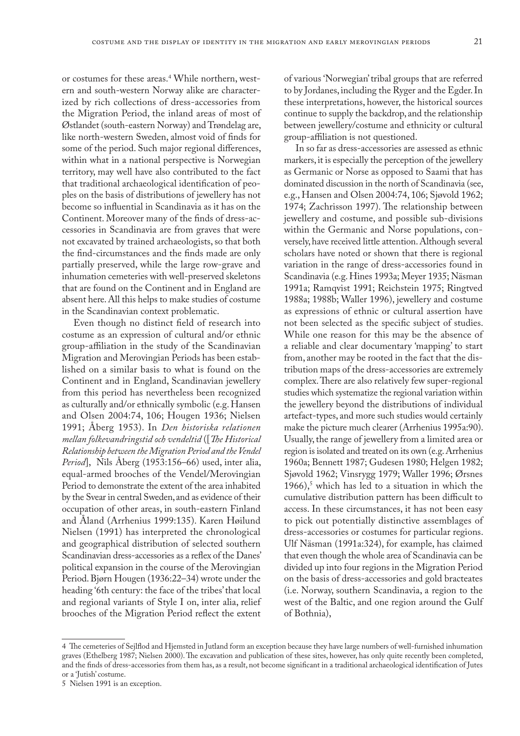or costumes for these areas.[4] While northern, western and south-western Norway alike are characterized by rich collections of dress-accessories from the Migration Period, the inland areas of most of Østlandet (south-eastern Norway) and Trøndelag are, like north-western Sweden, almost void of finds for some of the period. Such major regional differences, within what in a national perspective is Norwegian territory, may well have also contributed to the fact that traditional archaeological identification of peoples on the basis of distributions of jewellery has not become so influential in Scandinavia as it has on the Continent. Moreover many of the finds of dress-accessories in Scandinavia are from graves that were not excavated by trained archaeologists, so that both the find-circumstances and the finds made are only partially preserved, while the large row-grave and inhumation cemeteries with well-preserved skeletons that are found on the Continent and in England are absent here. All this helps to make studies of costume in the Scandinavian context problematic.

Even though no distinct field of research into costume as an expression of cultural and/or ethnic group-affiliation in the study of the Scandinavian Migration and Merovingian Periods has been established on a similar basis to what is found on the Continent and in England, Scandinavian jewellery from this period has nevertheless been recognized as culturally and/or ethnically symbolic (e.g. Hansen and Olsen 2004:74, 106; Hougen 1936; Nielsen 1991; Åberg 1953). In *Den historiska relationen mellan folkevandringstid och vendeltid* ([*The Historical Relationship between the Migration Period and the Vendel Period*], Nils Åberg (1953:156–66) used, inter alia, equal-armed brooches of the Vendel/Merovingian Period to demonstrate the extent of the area inhabited by the Svear in central Sweden, and as evidence of their occupation of other areas, in south-eastern Finland and Åland (Arrhenius 1999:135). Karen Høilund Nielsen (1991) has interpreted the chronological and geographical distribution of selected southern Scandinavian dress-accessories as a reflex of the Danes' political expansion in the course of the Merovingian Period. Bjørn Hougen (1936:22–34) wrote under the heading '6th century: the face of the tribes' that local and regional variants of Style I on, inter alia, relief brooches of the Migration Period reflect the extent of various 'Norwegian' tribal groups that are referred to by Jordanes, including the Ryger and the Egder. In these interpretations, however, the historical sources continue to supply the backdrop, and the relationship between jewellery/costume and ethnicity or cultural group-affiliation is not questioned.

In so far as dress-accessories are assessed as ethnic markers, it is especially the perception of the jewellery as Germanic or Norse as opposed to Saami that has dominated discussion in the north of Scandinavia (see, e.g., Hansen and Olsen 2004:74, 106; Sjøvold 1962; 1974; Zachrisson 1997). The relationship between jewellery and costume, and possible sub-divisions within the Germanic and Norse populations, conversely, have received little attention. Although several scholars have noted or shown that there is regional variation in the range of dress-accessories found in Scandinavia (e.g. Hines 1993a; Meyer 1935; Näsman 1991a; Ramqvist 1991; Reichstein 1975; Ringtved 1988a; 1988b; Waller 1996), jewellery and costume as expressions of ethnic or cultural assertion have not been selected as the specific subject of studies. While one reason for this may be the absence of a reliable and clear documentary 'mapping' to start from, another may be rooted in the fact that the distribution maps of the dress-accessories are extremely complex. There are also relatively few super-regional studies which systematize the regional variation within the jewellery beyond the distributions of individual artefact-types, and more such studies would certainly make the picture much clearer (Arrhenius 1995a:90). Usually, the range of jewellery from a limited area or region is isolated and treated on its own (e.g. Arrhenius 1960a; Bennett 1987; Gudesen 1980; Helgen 1982; Sjøvold 1962; Vinsrygg 1979; Waller 1996; Ørsnes 1966),[5] which has led to a situation in which the cumulative distribution pattern has been difficult to access. In these circumstances, it has not been easy to pick out potentially distinctive assemblages of dress-accessories or costumes for particular regions. Ulf Näsman (1991a:324), for example, has claimed that even though the whole area of Scandinavia can be divided up into four regions in the Migration Period on the basis of dress-accessories and gold bracteates (i.e. Norway, southern Scandinavia, a region to the west of the Baltic, and one region around the Gulf of Bothnia),

---

4 The cemeteries of Sejlflod and Hjemsted in Jutland form an exception because they have large numbers of well-furnished inhumation graves (Ethelberg 1987; Nielsen 2000). The excavation and publication of these sites, however, has only quite recently been completed, and the finds of dress-accessories from them has, as a result, not become significant in a traditional archaeological identification of Jutes or a 'Jutish' costume.

5 Nielsen 1991 is an exception.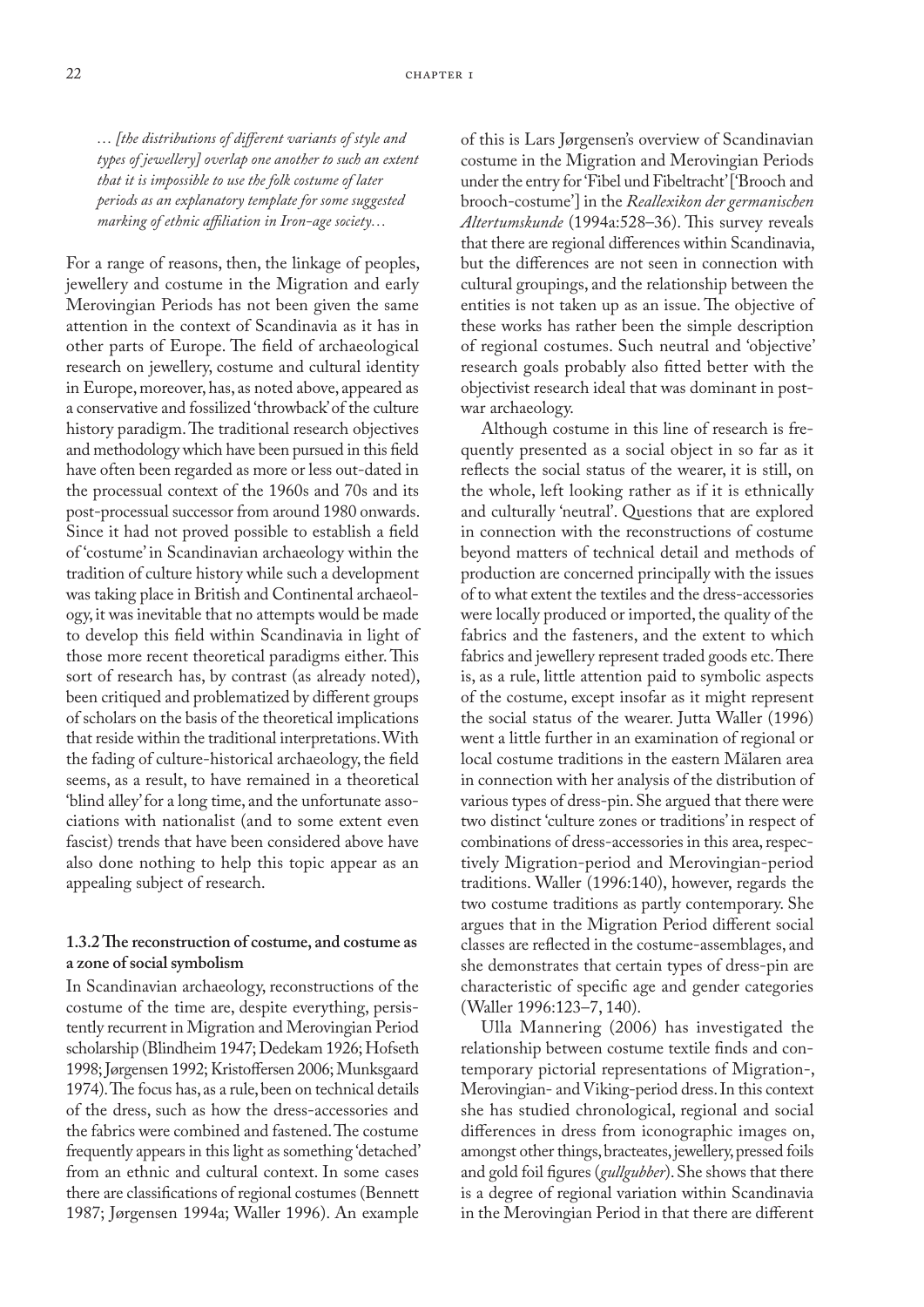*… [the distributions of different variants of style and types of jewellery] overlap one another to such an extent that it is impossible to use the folk costume of later periods as an explanatory template for some suggested marking of ethnic affiliation in Iron-age society…*

For a range of reasons, then, the linkage of peoples, jewellery and costume in the Migration and early Merovingian Periods has not been given the same attention in the context of Scandinavia as it has in other parts of Europe. The field of archaeological research on jewellery, costume and cultural identity in Europe, moreover, has, as noted above, appeared as a conservative and fossilized 'throwback' of the culture history paradigm. The traditional research objectives and methodology which have been pursued in this field have often been regarded as more or less out-dated in the processual context of the 1960s and 70s and its post-processual successor from around 1980 onwards. Since it had not proved possible to establish a field of 'costume' in Scandinavian archaeology within the tradition of culture history while such a development was taking place in British and Continental archaeology, it was inevitable that no attempts would be made to develop this field within Scandinavia in light of those more recent theoretical paradigms either. This sort of research has, by contrast (as already noted), been critiqued and problematized by different groups of scholars on the basis of the theoretical implications that reside within the traditional interpretations. With the fading of culture-historical archaeology, the field seems, as a result, to have remained in a theoretical 'blind alley' for a long time, and the unfortunate associations with nationalist (and to some extent even fascist) trends that have been considered above have also done nothing to help this topic appear as an appealing subject of research.

### 1.3.2 The reconstruction of costume, and costume as a zone of social symbolism

In Scandinavian archaeology, reconstructions of the costume of the time are, despite everything, persistently recurrent in Migration and Merovingian Period scholarship (Blindheim 1947; Dedekam 1926; Hofseth 1998; Jørgensen 1992; Kristoffersen 2006; Munksgaard 1974). The focus has, as a rule, been on technical details of the dress, such as how the dress-accessories and the fabrics were combined and fastened. The costume frequently appears in this light as something 'detached' from an ethnic and cultural context. In some cases there are classifications of regional costumes (Bennett 1987; Jørgensen 1994a; Waller 1996). An example of this is Lars Jørgensen's overview of Scandinavian costume in the Migration and Merovingian Periods under the entry for 'Fibel und Fibeltracht' ['Brooch and brooch-costume'] in the *Reallexikon der germanischen Altertumskunde* (1994a:528–36). This survey reveals that there are regional differences within Scandinavia, but the differences are not seen in connection with cultural groupings, and the relationship between the entities is not taken up as an issue. The objective of these works has rather been the simple description of regional costumes. Such neutral and 'objective' research goals probably also fitted better with the objectivist research ideal that was dominant in post-war archaeology.

Although costume in this line of research is frequently presented as a social object in so far as it reflects the social status of the wearer, it is still, on the whole, left looking rather as if it is ethnically and culturally 'neutral'. Questions that are explored in connection with the reconstructions of costume beyond matters of technical detail and methods of production are concerned principally with the issues of to what extent the textiles and the dress-accessories were locally produced or imported, the quality of the fabrics and the fasteners, and the extent to which fabrics and jewellery represent traded goods etc. There is, as a rule, little attention paid to symbolic aspects of the costume, except insofar as it might represent the social status of the wearer. Jutta Waller (1996) went a little further in an examination of regional or local costume traditions in the eastern Mälaren area in connection with her analysis of the distribution of various types of dress-pin. She argued that there were two distinct 'culture zones or traditions' in respect of combinations of dress-accessories in this area, respectively Migration-period and Merovingian-period traditions. Waller (1996:140), however, regards the two costume traditions as partly contemporary. She argues that in the Migration Period different social classes are reflected in the costume-assemblages, and she demonstrates that certain types of dress-pin are characteristic of specific age and gender categories (Waller 1996:123–7, 140).

Ulla Mannering (2006) has investigated the relationship between costume textile finds and contemporary pictorial representations of Migration-, Merovingian- and Viking-period dress. In this context she has studied chronological, regional and social differences in dress from iconographic images on, amongst other things, bracteates, jewellery, pressed foils and gold foil figures (*gullgubber*). She shows that there is a degree of regional variation within Scandinavia in the Merovingian Period in that there are different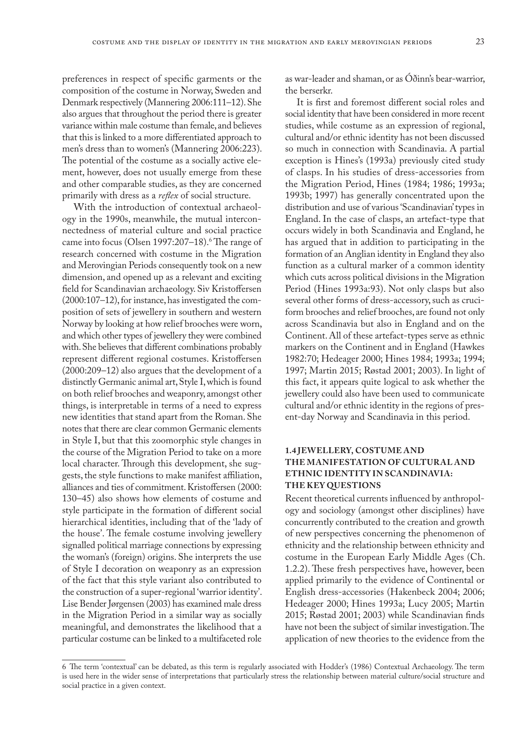preferences in respect of specific garments or the composition of the costume in Norway, Sweden and Denmark respectively (Mannering 2006:111–12). She also argues that throughout the period there is greater variance within male costume than female, and believes that this is linked to a more differentiated approach to men's dress than to women's (Mannering 2006:223). The potential of the costume as a socially active element, however, does not usually emerge from these and other comparable studies, as they are concerned primarily with dress as a *reflex* of social structure.

With the introduction of contextual archaeology in the 1990s, meanwhile, the mutual interconnectedness of material culture and social practice came into focus (Olsen 1997:207–18).[6] The range of research concerned with costume in the Migration and Merovingian Periods consequently took on a new dimension, and opened up as a relevant and exciting field for Scandinavian archaeology. Siv Kristoffersen (2000:107–12), for instance, has investigated the composition of sets of jewellery in southern and western Norway by looking at how relief brooches were worn, and which other types of jewellery they were combined with. She believes that different combinations probably represent different regional costumes. Kristoffersen (2000:209–12) also argues that the development of a distinctly Germanic animal art, Style I, which is found on both relief brooches and weaponry, amongst other things, is interpretable in terms of a need to express new identities that stand apart from the Roman. She notes that there are clear common Germanic elements in Style I, but that this zoomorphic style changes in the course of the Migration Period to take on a more local character. Through this development, she suggests, the style functions to make manifest affiliation, alliances and ties of commitment. Kristoffersen (2000: 130–45) also shows how elements of costume and style participate in the formation of different social hierarchical identities, including that of the 'lady of the house'. The female costume involving jewellery signalled political marriage connections by expressing the woman's (foreign) origins. She interprets the use of Style I decoration on weaponry as an expression of the fact that this style variant also contributed to the construction of a super-regional 'warrior identity'. Lise Bender Jørgensen (2003) has examined male dress in the Migration Period in a similar way as socially meaningful, and demonstrates the likelihood that a particular costume can be linked to a multifaceted role as war-leader and shaman, or as Óðinn's bear-warrior, the berserkr.

It is first and foremost different social roles and social identity that have been considered in more recent studies, while costume as an expression of regional, cultural and/or ethnic identity has not been discussed so much in connection with Scandinavia. A partial exception is Hines's (1993a) previously cited study of clasps. In his studies of dress-accessories from the Migration Period, Hines (1984; 1986; 1993a; 1993b; 1997) has generally concentrated upon the distribution and use of various 'Scandinavian' types in England. In the case of clasps, an artefact-type that occurs widely in both Scandinavia and England, he has argued that in addition to participating in the formation of an Anglian identity in England they also function as a cultural marker of a common identity which cuts across political divisions in the Migration Period (Hines 1993a:93). Not only clasps but also several other forms of dress-accessory, such as cruciform brooches and relief brooches, are found not only across Scandinavia but also in England and on the Continent. All of these artefact-types serve as ethnic markers on the Continent and in England (Hawkes 1982:70; Hedeager 2000; Hines 1984; 1993a; 1994; 1997; Martin 2015; Røstad 2001; 2003). In light of this fact, it appears quite logical to ask whether the jewellery could also have been used to communicate cultural and/or ethnic identity in the regions of present-day Norway and Scandinavia in this period.

## 1.4 JEWELLERY, COSTUME AND THE MANIFESTATION OF CULTURAL AND ETHNIC IDENTITY IN SCANDINAVIA: THE KEY QUESTIONS

Recent theoretical currents influenced by anthropology and sociology (amongst other disciplines) have concurrently contributed to the creation and growth of new perspectives concerning the phenomenon of ethnicity and the relationship between ethnicity and costume in the European Early Middle Ages (Ch. 1.2.2). These fresh perspectives have, however, been applied primarily to the evidence of Continental or English dress-accessories (Hakenbeck 2004; 2006; Hedeager 2000; Hines 1993a; Lucy 2005; Martin 2015; Røstad 2001; 2003) while Scandinavian finds have not been the subject of similar investigation. The application of new theories to the evidence from the

[6] The term 'contextual' can be debated, as this term is regularly associated with Hodder's (1986) Contextual Archaeology. The term is used here in the wider sense of interpretations that particularly stress the relationship between material culture/social structure and social practice in a given context.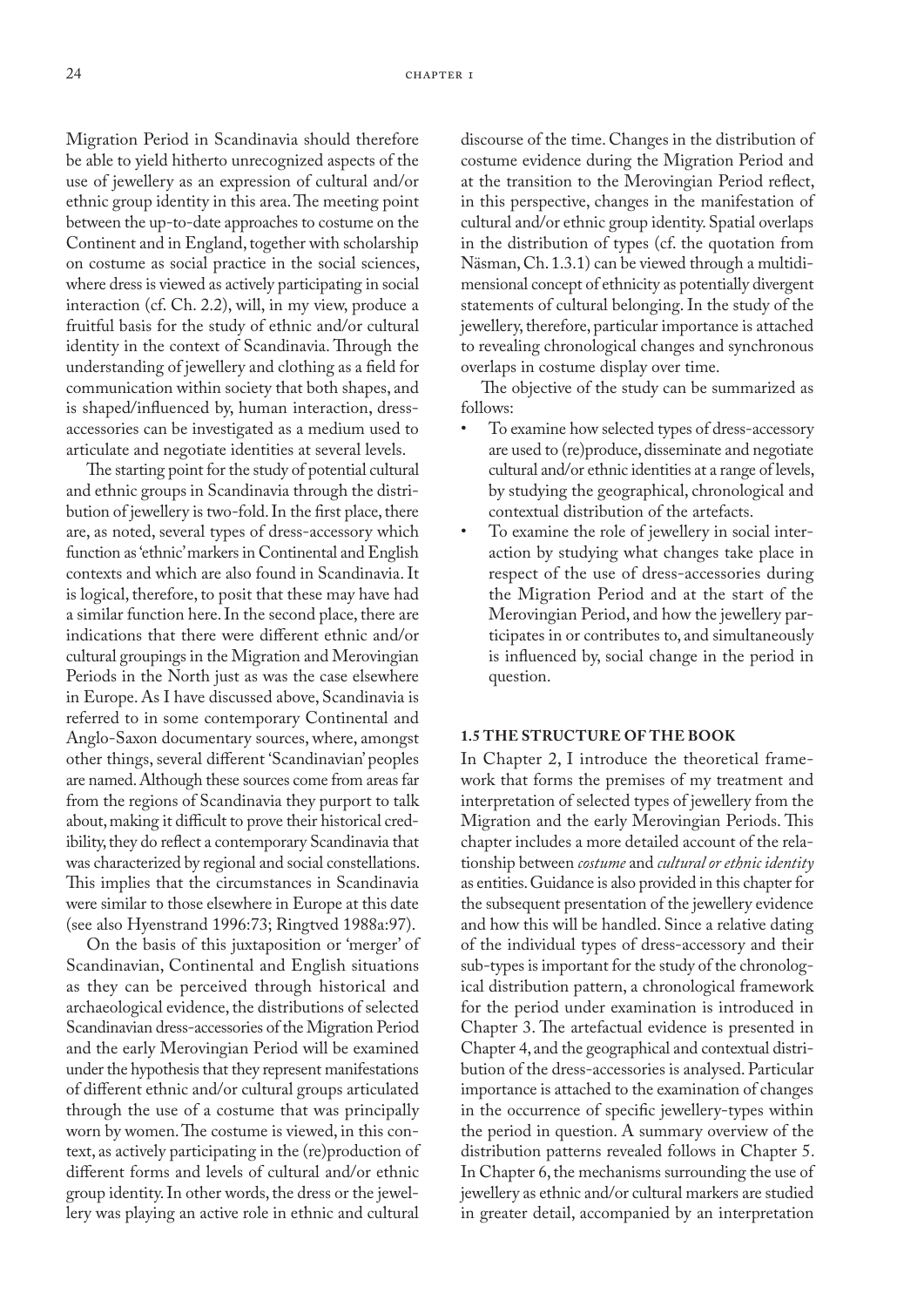Migration Period in Scandinavia should therefore be able to yield hitherto unrecognized aspects of the use of jewellery as an expression of cultural and/or ethnic group identity in this area. The meeting point between the up-to-date approaches to costume on the Continent and in England, together with scholarship on costume as social practice in the social sciences, where dress is viewed as actively participating in social interaction (cf. Ch. 2.2), will, in my view, produce a fruitful basis for the study of ethnic and/or cultural identity in the context of Scandinavia. Through the understanding of jewellery and clothing as a field for communication within society that both shapes, and is shaped/influenced by, human interaction, dress-accessories can be investigated as a medium used to articulate and negotiate identities at several levels.

The starting point for the study of potential cultural and ethnic groups in Scandinavia through the distribution of jewellery is two-fold. In the first place, there are, as noted, several types of dress-accessory which function as 'ethnic' markers in Continental and English contexts and which are also found in Scandinavia. It is logical, therefore, to posit that these may have had a similar function here. In the second place, there are indications that there were different ethnic and/or cultural groupings in the Migration and Merovingian Periods in the North just as was the case elsewhere in Europe. As I have discussed above, Scandinavia is referred to in some contemporary Continental and Anglo-Saxon documentary sources, where, amongst other things, several different 'Scandinavian' peoples are named. Although these sources come from areas far from the regions of Scandinavia they purport to talk about, making it difficult to prove their historical credibility, they do reflect a contemporary Scandinavia that was characterized by regional and social constellations. This implies that the circumstances in Scandinavia were similar to those elsewhere in Europe at this date (see also Hyenstrand 1996:73; Ringtved 1988a:97).

On the basis of this juxtaposition or 'merger' of Scandinavian, Continental and English situations as they can be perceived through historical and archaeological evidence, the distributions of selected Scandinavian dress-accessories of the Migration Period and the early Merovingian Period will be examined under the hypothesis that they represent manifestations of different ethnic and/or cultural groups articulated through the use of a costume that was principally worn by women. The costume is viewed, in this context, as actively participating in the (re)production of different forms and levels of cultural and/or ethnic group identity. In other words, the dress or the jewellery was playing an active role in ethnic and cultural discourse of the time. Changes in the distribution of costume evidence during the Migration Period and at the transition to the Merovingian Period reflect, in this perspective, changes in the manifestation of cultural and/or ethnic group identity. Spatial overlaps in the distribution of types (cf. the quotation from Näsman, Ch. 1.3.1) can be viewed through a multidimensional concept of ethnicity as potentially divergent statements of cultural belonging. In the study of the jewellery, therefore, particular importance is attached to revealing chronological changes and synchronous overlaps in costume display over time.

The objective of the study can be summarized as follows:

- To examine how selected types of dress-accessory are used to (re)produce, disseminate and negotiate cultural and/or ethnic identities at a range of levels, by studying the geographical, chronological and contextual distribution of the artefacts.
- To examine the role of jewellery in social interaction by studying what changes take place in respect of the use of dress-accessories during the Migration Period and at the start of the Merovingian Period, and how the jewellery participates in or contributes to, and simultaneously is influenced by, social change in the period in question.

## 1.5 THE STRUCTURE OF THE BOOK

In Chapter 2, I introduce the theoretical framework that forms the premises of my treatment and interpretation of selected types of jewellery from the Migration and the early Merovingian Periods. This chapter includes a more detailed account of the relationship between *costume* and *cultural or ethnic identity* as entities. Guidance is also provided in this chapter for the subsequent presentation of the jewellery evidence and how this will be handled. Since a relative dating of the individual types of dress-accessory and their sub-types is important for the study of the chronological distribution pattern, a chronological framework for the period under examination is introduced in Chapter 3. The artefactual evidence is presented in Chapter 4, and the geographical and contextual distribution of the dress-accessories is analysed. Particular importance is attached to the examination of changes in the occurrence of specific jewellery-types within the period in question. A summary overview of the distribution patterns revealed follows in Chapter 5. In Chapter 6, the mechanisms surrounding the use of jewellery as ethnic and/or cultural markers are studied in greater detail, accompanied by an interpretation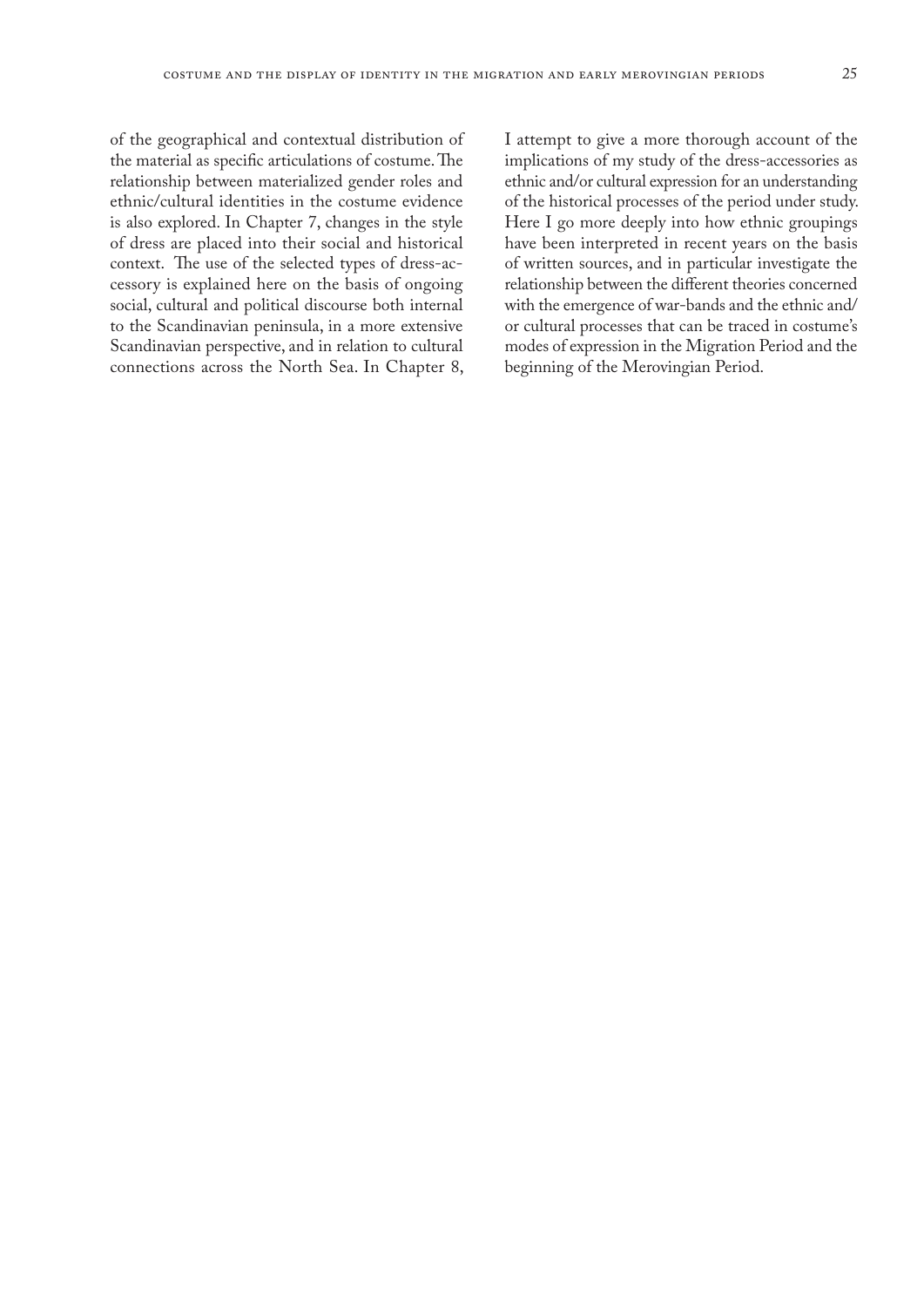of the geographical and contextual distribution of the material as specific articulations of costume. The relationship between materialized gender roles and ethnic/cultural identities in the costume evidence is also explored. In Chapter 7, changes in the style of dress are placed into their social and historical context. The use of the selected types of dress-accessory is explained here on the basis of ongoing social, cultural and political discourse both internal to the Scandinavian peninsula, in a more extensive Scandinavian perspective, and in relation to cultural connections across the North Sea. In Chapter 8, I attempt to give a more thorough account of the implications of my study of the dress-accessories as ethnic and/or cultural expression for an understanding of the historical processes of the period under study. Here I go more deeply into how ethnic groupings have been interpreted in recent years on the basis of written sources, and in particular investigate the relationship between the different theories concerned with the emergence of war-bands and the ethnic and/or cultural processes that can be traced in costume's modes of expression in the Migration Period and the beginning of the Merovingian Period.